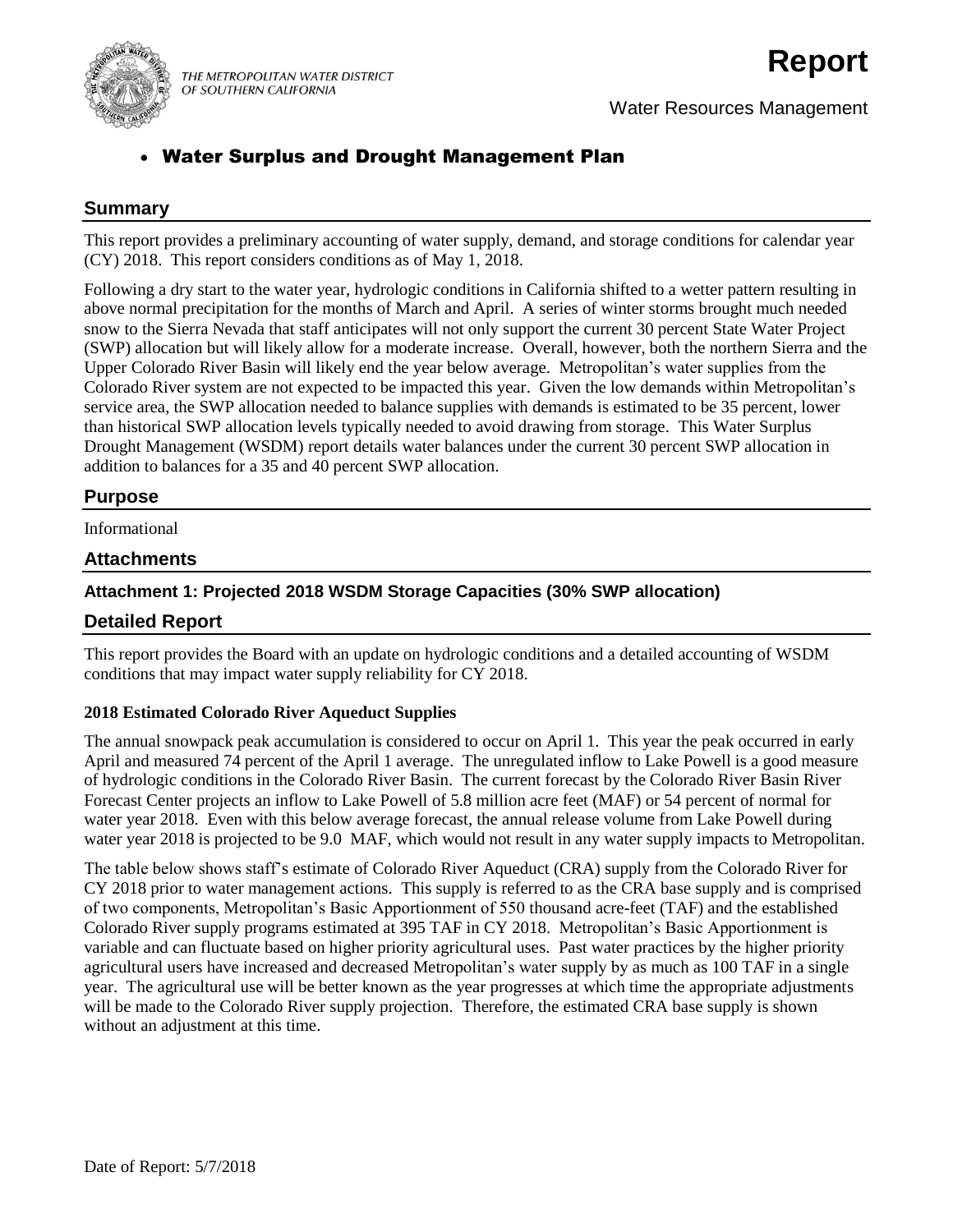THE METROPOLITAN WATER DISTRICT OF SOUTHERN CALIFORNIA

# Report

Water Resources Management

- **Water Surplus and Drought Management Plan**

## Summary

This report provides a preliminary accounting of water supply, demand, and storage conditions for calendar year (CY) 2018. This report considers conditions as of May 1, 2018.

Following a dry start to the water year, hydrologic conditions in California shifted to a wetter pattern resulting in above normal precipitation for the months of March and April. A series of winter storms brought much needed snow to the Sierra Nevada that staff anticipates will not only support the current 30 percent State Water Project (SWP) allocation but will likely allow for a moderate increase. Overall, however, both the northern Sierra and the Upper Colorado River Basin will likely end the year below average. Metropolitan's water supplies from the Colorado River system are not expected to be impacted this year. Given the low demands within Metropolitan's service area, the SWP allocation needed to balance supplies with demands is estimated to be 35 percent, lower than historical SWP allocation levels typically needed to avoid drawing from storage. This Water Surplus Drought Management (WSDM) report details water balances under the current 30 percent SWP allocation in addition to balances for a 35 and 40 percent SWP allocation.

## Purpose

Informational

## Attachments

### Attachment 1: Projected 2018 WSDM Storage Capacities (30% SWP allocation)

## Detailed Report

This report provides the Board with an update on hydrologic conditions and a detailed accounting of WSDM conditions that may impact water supply reliability for CY 2018.

**2018 Estimated Colorado River Aqueduct Supplies**

The annual snowpack peak accumulation is considered to occur on April 1. This year the peak occurred in early April and measured 74 percent of the April 1 average. The unregulated inflow to Lake Powell is a good measure of hydrologic conditions in the Colorado River Basin. The current forecast by the Colorado River Basin River Forecast Center projects an inflow to Lake Powell of 5.8 million acre feet (MAF) or 54 percent of normal for water year 2018. Even with this below average forecast, the annual release volume from Lake Powell during water year 2018 is projected to be 9.0 MAF, which would not result in any water supply impacts to Metropolitan.

The table below shows staff's estimate of Colorado River Aqueduct (CRA) supply from the Colorado River for CY 2018 prior to water management actions. This supply is referred to as the CRA base supply and is comprised of two components, Metropolitan's Basic Apportionment of 550 thousand acre-feet (TAF) and the established Colorado River supply programs estimated at 395 TAF in CY 2018. Metropolitan's Basic Apportionment is variable and can fluctuate based on higher priority agricultural uses. Past water practices by the higher priority agricultural users have increased and decreased Metropolitan's water supply by as much as 100 TAF in a single year. The agricultural use will be better known as the year progresses at which time the appropriate adjustments will be made to the Colorado River supply projection. Therefore, the estimated CRA base supply is shown without an adjustment at this time.

Date of Report: 5/7/2018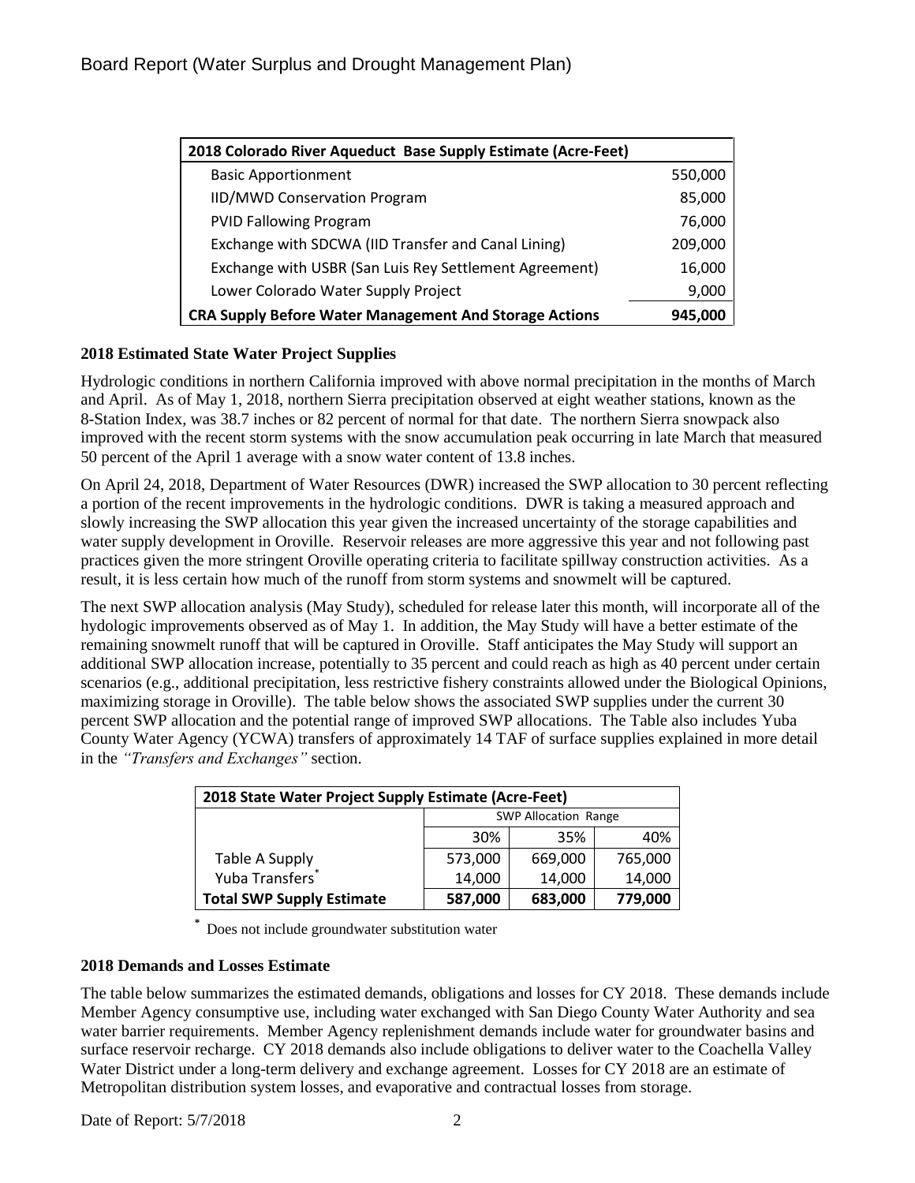| 2018 Colorado River Aqueduct Base Supply Estimate (Acre-Feet) | |
|---|---|
| Basic Apportionment | 550,000 |
| IID/MWD Conservation Program | 85,000 |
| PVID Fallowing Program | 76,000 |
| Exchange with SDCWA (IID Transfer and Canal Lining) | 209,000 |
| Exchange with USBR (San Luis Rey Settlement Agreement) | 16,000 |
| Lower Colorado Water Supply Project | 9,000 |
| **CRA Supply Before Water Management And Storage Actions** | **945,000** |

**2018 Estimated State Water Project Supplies**

Hydrologic conditions in northern California improved with above normal precipitation in the months of March and April. As of May 1, 2018, northern Sierra precipitation observed at eight weather stations, known as the 8-Station Index, was 38.7 inches or 82 percent of normal for that date. The northern Sierra snowpack also improved with the recent storm systems with the snow accumulation peak occurring in late March that measured 50 percent of the April 1 average with a snow water content of 13.8 inches.

On April 24, 2018, Department of Water Resources (DWR) increased the SWP allocation to 30 percent reflecting a portion of the recent improvements in the hydrologic conditions. DWR is taking a measured approach and slowly increasing the SWP allocation this year given the increased uncertainty of the storage capabilities and water supply development in Oroville. Reservoir releases are more aggressive this year and not following past practices given the more stringent Oroville operating criteria to facilitate spillway construction activities. As a result, it is less certain how much of the runoff from storm systems and snowmelt will be captured.

The next SWP allocation analysis (May Study), scheduled for release later this month, will incorporate all of the hydologic improvements observed as of May 1. In addition, the May Study will have a better estimate of the remaining snowmelt runoff that will be captured in Oroville. Staff anticipates the May Study will support an additional SWP allocation increase, potentially to 35 percent and could reach as high as 40 percent under certain scenarios (e.g., additional precipitation, less restrictive fishery constraints allowed under the Biological Opinions, maximizing storage in Oroville). The table below shows the associated SWP supplies under the current 30 percent SWP allocation and the potential range of improved SWP allocations. The Table also includes Yuba County Water Agency (YCWA) transfers of approximately 14 TAF of surface supplies explained in more detail in the *"Transfers and Exchanges"* section.

| 2018 State Water Project Supply Estimate (Acre-Feet) | | | |
|---|---|---|---|
| | SWP Allocation Range | | |
| | 30% | 35% | 40% |
| Table A Supply | 573,000 | 669,000 | 765,000 |
| Yuba Transfers* | 14,000 | 14,000 | 14,000 |
| **Total SWP Supply Estimate** | **587,000** | **683,000** | **779,000** |

\* Does not include groundwater substitution water

**2018 Demands and Losses Estimate**

The table below summarizes the estimated demands, obligations and losses for CY 2018. These demands include Member Agency consumptive use, including water exchanged with San Diego County Water Authority and sea water barrier requirements. Member Agency replenishment demands include water for groundwater basins and surface reservoir recharge. CY 2018 demands also include obligations to deliver water to the Coachella Valley Water District under a long-term delivery and exchange agreement. Losses for CY 2018 are an estimate of Metropolitan distribution system losses, and evaporative and contractual losses from storage.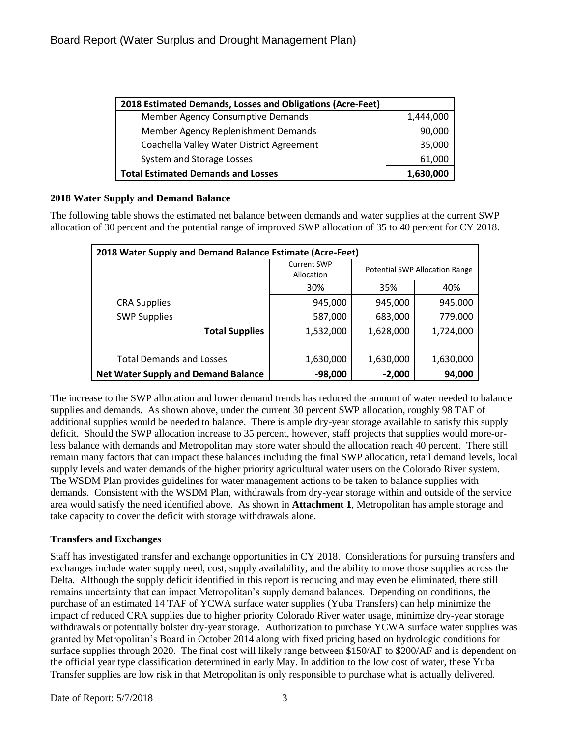| 2018 Estimated Demands, Losses and Obligations (Acre-Feet) | |
|---|---|
| Member Agency Consumptive Demands | 1,444,000 |
| Member Agency Replenishment Demands | 90,000 |
| Coachella Valley Water District Agreement | 35,000 |
| System and Storage Losses | 61,000 |
| **Total Estimated Demands and Losses** | **1,630,000** |

### 2018 Water Supply and Demand Balance

The following table shows the estimated net balance between demands and water supplies at the current SWP allocation of 30 percent and the potential range of improved SWP allocation of 35 to 40 percent for CY 2018.

| 2018 Water Supply and Demand Balance Estimate (Acre-Feet) | | | |
|---|---|---|---|
| | Current SWP Allocation | Potential SWP Allocation Range | |
| | 30% | 35% | 40% |
| CRA Supplies | 945,000 | 945,000 | 945,000 |
| SWP Supplies | 587,000 | 683,000 | 779,000 |
| **Total Supplies** | 1,532,000 | 1,628,000 | 1,724,000 |
| Total Demands and Losses | 1,630,000 | 1,630,000 | 1,630,000 |
| **Net Water Supply and Demand Balance** | **-98,000** | **-2,000** | **94,000** |

The increase to the SWP allocation and lower demand trends has reduced the amount of water needed to balance supplies and demands. As shown above, under the current 30 percent SWP allocation, roughly 98 TAF of additional supplies would be needed to balance. There is ample dry-year storage available to satisfy this supply deficit. Should the SWP allocation increase to 35 percent, however, staff projects that supplies would more-or-less balance with demands and Metropolitan may store water should the allocation reach 40 percent. There still remain many factors that can impact these balances including the final SWP allocation, retail demand levels, local supply levels and water demands of the higher priority agricultural water users on the Colorado River system. The WSDM Plan provides guidelines for water management actions to be taken to balance supplies with demands. Consistent with the WSDM Plan, withdrawals from dry-year storage within and outside of the service area would satisfy the need identified above. As shown in **Attachment 1**, Metropolitan has ample storage and take capacity to cover the deficit with storage withdrawals alone.

### Transfers and Exchanges

Staff has investigated transfer and exchange opportunities in CY 2018. Considerations for pursuing transfers and exchanges include water supply need, cost, supply availability, and the ability to move those supplies across the Delta. Although the supply deficit identified in this report is reducing and may even be eliminated, there still remains uncertainty that can impact Metropolitan's supply demand balances. Depending on conditions, the purchase of an estimated 14 TAF of YCWA surface water supplies (Yuba Transfers) can help minimize the impact of reduced CRA supplies due to higher priority Colorado River water usage, minimize dry-year storage withdrawals or potentially bolster dry-year storage. Authorization to purchase YCWA surface water supplies was granted by Metropolitan's Board in October 2014 along with fixed pricing based on hydrologic conditions for surface supplies through 2020. The final cost will likely range between $150/AF to $200/AF and is dependent on the official year type classification determined in early May. In addition to the low cost of water, these Yuba Transfer supplies are low risk in that Metropolitan is only responsible to purchase what is actually delivered.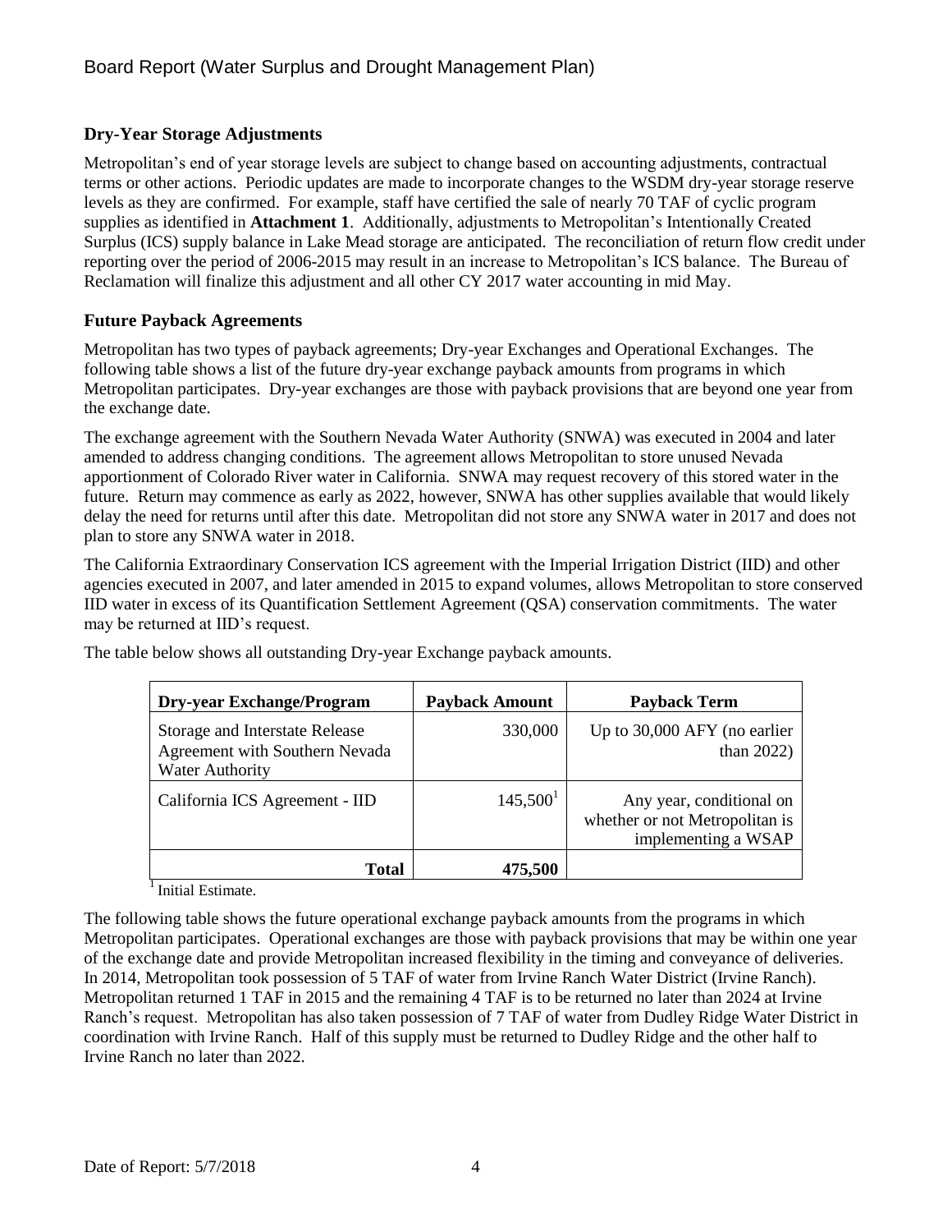## Dry-Year Storage Adjustments

Metropolitan's end of year storage levels are subject to change based on accounting adjustments, contractual terms or other actions. Periodic updates are made to incorporate changes to the WSDM dry-year storage reserve levels as they are confirmed. For example, staff have certified the sale of nearly 70 TAF of cyclic program supplies as identified in **Attachment 1**. Additionally, adjustments to Metropolitan's Intentionally Created Surplus (ICS) supply balance in Lake Mead storage are anticipated. The reconciliation of return flow credit under reporting over the period of 2006-2015 may result in an increase to Metropolitan's ICS balance. The Bureau of Reclamation will finalize this adjustment and all other CY 2017 water accounting in mid May.

## Future Payback Agreements

Metropolitan has two types of payback agreements; Dry-year Exchanges and Operational Exchanges. The following table shows a list of the future dry-year exchange payback amounts from programs in which Metropolitan participates. Dry-year exchanges are those with payback provisions that are beyond one year from the exchange date.

The exchange agreement with the Southern Nevada Water Authority (SNWA) was executed in 2004 and later amended to address changing conditions. The agreement allows Metropolitan to store unused Nevada apportionment of Colorado River water in California. SNWA may request recovery of this stored water in the future. Return may commence as early as 2022, however, SNWA has other supplies available that would likely delay the need for returns until after this date. Metropolitan did not store any SNWA water in 2017 and does not plan to store any SNWA water in 2018.

The California Extraordinary Conservation ICS agreement with the Imperial Irrigation District (IID) and other agencies executed in 2007, and later amended in 2015 to expand volumes, allows Metropolitan to store conserved IID water in excess of its Quantification Settlement Agreement (QSA) conservation commitments. The water may be returned at IID's request.

The table below shows all outstanding Dry-year Exchange payback amounts.

| Dry-year Exchange/Program | Payback Amount | Payback Term |
|---|---|---|
| Storage and Interstate Release Agreement with Southern Nevada Water Authority | 330,000 | Up to 30,000 AFY (no earlier than 2022) |
| California ICS Agreement - IID | 145,500[1] | Any year, conditional on whether or not Metropolitan is implementing a WSAP |
| **Total** | **475,500** | |

[1] Initial Estimate.

The following table shows the future operational exchange payback amounts from the programs in which Metropolitan participates. Operational exchanges are those with payback provisions that may be within one year of the exchange date and provide Metropolitan increased flexibility in the timing and conveyance of deliveries. In 2014, Metropolitan took possession of 5 TAF of water from Irvine Ranch Water District (Irvine Ranch). Metropolitan returned 1 TAF in 2015 and the remaining 4 TAF is to be returned no later than 2024 at Irvine Ranch's request. Metropolitan has also taken possession of 7 TAF of water from Dudley Ridge Water District in coordination with Irvine Ranch. Half of this supply must be returned to Dudley Ridge and the other half to Irvine Ranch no later than 2022.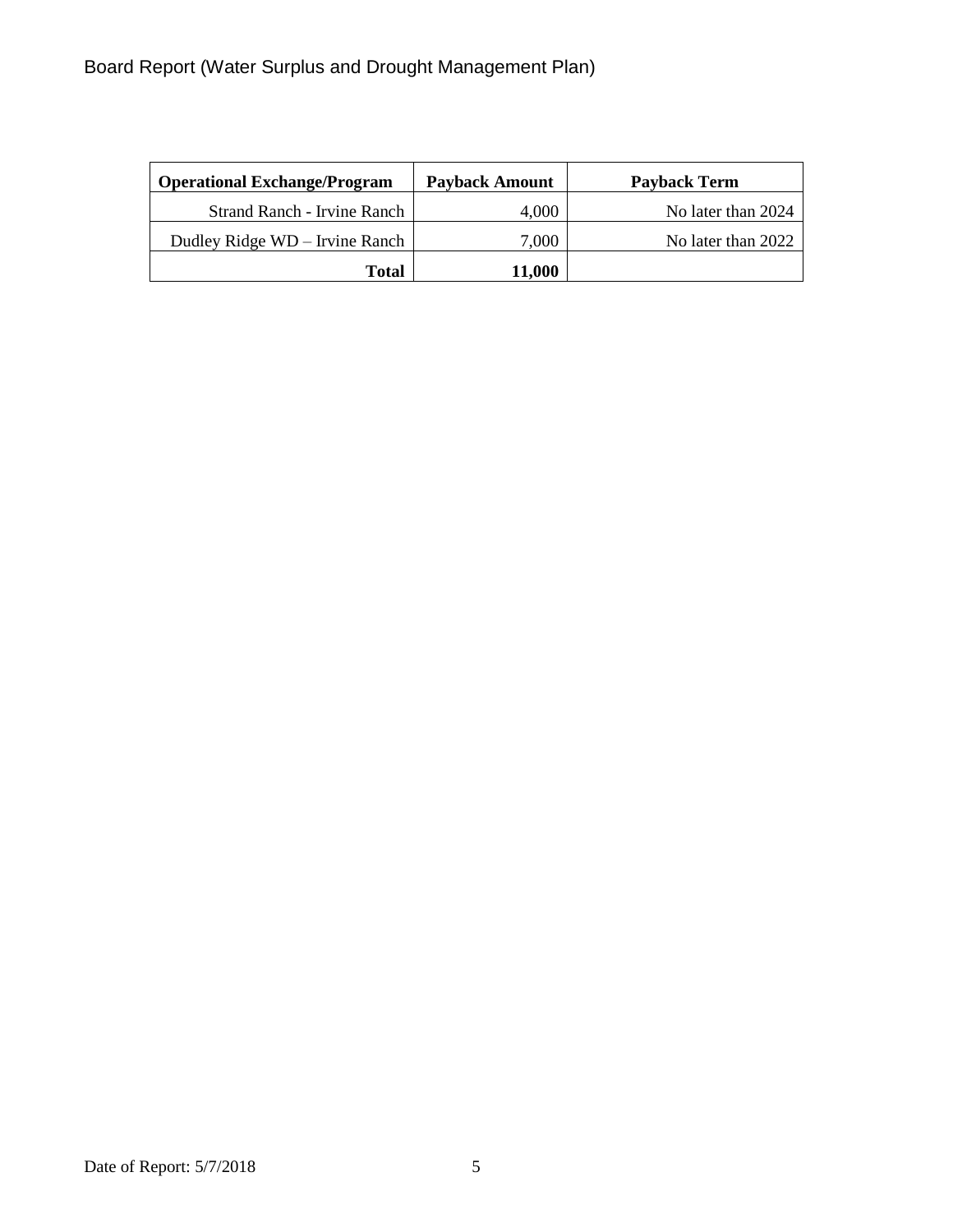| Operational Exchange/Program | Payback Amount | Payback Term |
| --- | --- | --- |
| Strand Ranch - Irvine Ranch | 4,000 | No later than 2024 |
| Dudley Ridge WD – Irvine Ranch | 7,000 | No later than 2022 |
| **Total** | **11,000** | |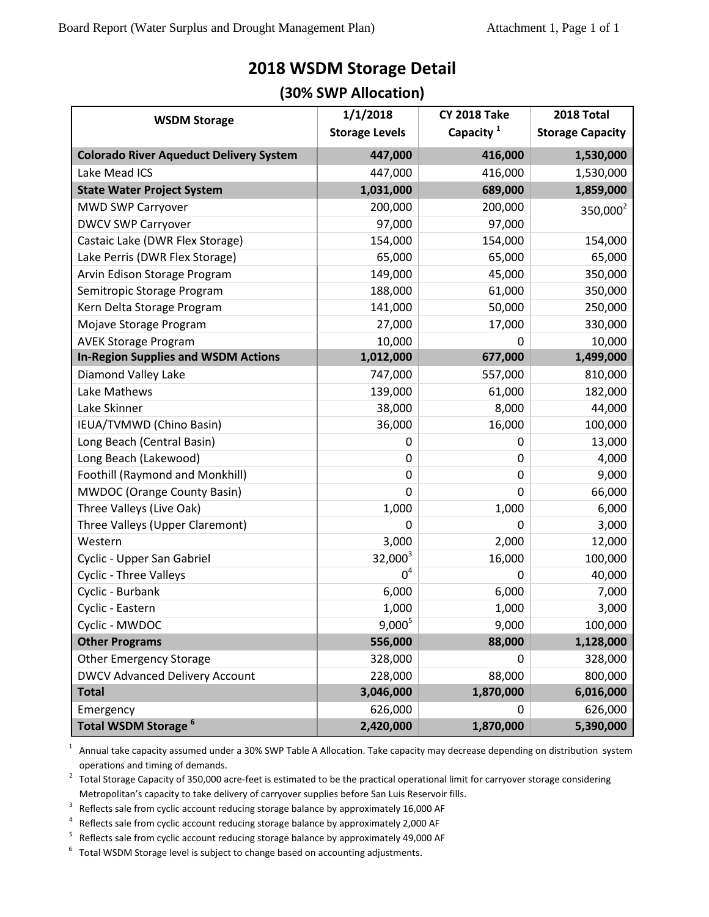## 2018 WSDM Storage Detail

### (30% SWP Allocation)

| WSDM Storage | 1/1/2018 Storage Levels | CY 2018 Take Capacity [1] | 2018 Total Storage Capacity |
|---|---|---|---|
| **Colorado River Aqueduct Delivery System** | **447,000** | **416,000** | **1,530,000** |
| Lake Mead ICS | 447,000 | 416,000 | 1,530,000 |
| **State Water Project System** | **1,031,000** | **689,000** | **1,859,000** |
| MWD SWP Carryover | 200,000 | 200,000 | 350,000[2] |
| DWCV SWP Carryover | 97,000 | 97,000 | |
| Castaic Lake (DWR Flex Storage) | 154,000 | 154,000 | 154,000 |
| Lake Perris (DWR Flex Storage) | 65,000 | 65,000 | 65,000 |
| Arvin Edison Storage Program | 149,000 | 45,000 | 350,000 |
| Semitropic Storage Program | 188,000 | 61,000 | 350,000 |
| Kern Delta Storage Program | 141,000 | 50,000 | 250,000 |
| Mojave Storage Program | 27,000 | 17,000 | 330,000 |
| AVEK Storage Program | 10,000 | 0 | 10,000 |
| **In-Region Supplies and WSDM Actions** | **1,012,000** | **677,000** | **1,499,000** |
| Diamond Valley Lake | 747,000 | 557,000 | 810,000 |
| Lake Mathews | 139,000 | 61,000 | 182,000 |
| Lake Skinner | 38,000 | 8,000 | 44,000 |
| IEUA/TVMWD (Chino Basin) | 36,000 | 16,000 | 100,000 |
| Long Beach (Central Basin) | 0 | 0 | 13,000 |
| Long Beach (Lakewood) | 0 | 0 | 4,000 |
| Foothill (Raymond and Monkhill) | 0 | 0 | 9,000 |
| MWDOC (Orange County Basin) | 0 | 0 | 66,000 |
| Three Valleys (Live Oak) | 1,000 | 1,000 | 6,000 |
| Three Valleys (Upper Claremont) | 0 | 0 | 3,000 |
| Western | 3,000 | 2,000 | 12,000 |
| Cyclic - Upper San Gabriel | 32,000[3] | 16,000 | 100,000 |
| Cyclic - Three Valleys | 0[4] | 0 | 40,000 |
| Cyclic - Burbank | 6,000 | 6,000 | 7,000 |
| Cyclic - Eastern | 1,000 | 1,000 | 3,000 |
| Cyclic - MWDOC | 9,000[5] | 9,000 | 100,000 |
| **Other Programs** | **556,000** | **88,000** | **1,128,000** |
| Other Emergency Storage | 328,000 | 0 | 328,000 |
| DWCV Advanced Delivery Account | 228,000 | 88,000 | 800,000 |
| **Total** | **3,046,000** | **1,870,000** | **6,016,000** |
| Emergency | 626,000 | 0 | 626,000 |
| **Total WSDM Storage [6]** | **2,420,000** | **1,870,000** | **5,390,000** |

[1] Annual take capacity assumed under a 30% SWP Table A Allocation. Take capacity may decrease depending on distribution system operations and timing of demands.

[2] Total Storage Capacity of 350,000 acre-feet is estimated to be the practical operational limit for carryover storage considering Metropolitan's capacity to take delivery of carryover supplies before San Luis Reservoir fills.

[3] Reflects sale from cyclic account reducing storage balance by approximately 16,000 AF

[4] Reflects sale from cyclic account reducing storage balance by approximately 2,000 AF

[5] Reflects sale from cyclic account reducing storage balance by approximately 49,000 AF

[6] Total WSDM Storage level is subject to change based on accounting adjustments.